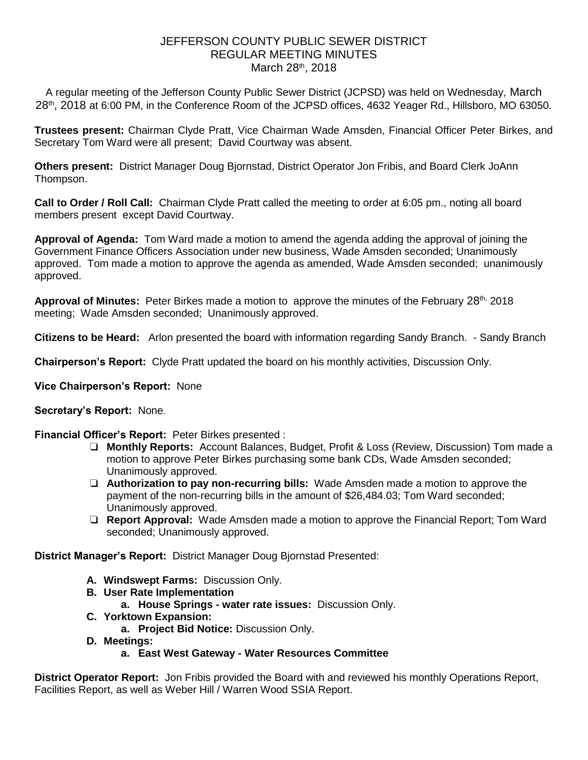# JEFFERSON COUNTY PUBLIC SEWER DISTRICT
## REGULAR MEETING MINUTES
### March 28th, 2018

A regular meeting of the Jefferson County Public Sewer District (JCPSD) was held on Wednesday, March 28th, 2018 at 6:00 PM, in the Conference Room of the JCPSD offices, 4632 Yeager Rd., Hillsboro, MO 63050.

**Trustees present:** Chairman Clyde Pratt, Vice Chairman Wade Amsden, Financial Officer Peter Birkes, and Secretary Tom Ward were all present; David Courtway was absent.

**Others present:** District Manager Doug Bjornstad, District Operator Jon Fribis, and Board Clerk JoAnn Thompson.

**Call to Order / Roll Call:** Chairman Clyde Pratt called the meeting to order at 6:05 pm., noting all board members present except David Courtway.

**Approval of Agenda:** Tom Ward made a motion to amend the agenda adding the approval of joining the Government Finance Officers Association under new business, Wade Amsden seconded; Unanimously approved. Tom made a motion to approve the agenda as amended, Wade Amsden seconded; unanimously approved.

**Approval of Minutes:** Peter Birkes made a motion to approve the minutes of the February 28th, 2018 meeting; Wade Amsden seconded; Unanimously approved.

**Citizens to be Heard:** Arlon presented the board with information regarding Sandy Branch. - Sandy Branch

**Chairperson's Report:** Clyde Pratt updated the board on his monthly activities, Discussion Only.

**Vice Chairperson's Report:** None

**Secretary's Report:** None.

**Financial Officer's Report:** Peter Birkes presented :

- **Monthly Reports:** Account Balances, Budget, Profit & Loss (Review, Discussion) Tom made a motion to approve Peter Birkes purchasing some bank CDs, Wade Amsden seconded; Unanimously approved.
- **Authorization to pay non-recurring bills:** Wade Amsden made a motion to approve the payment of the non-recurring bills in the amount of $26,484.03; Tom Ward seconded; Unanimously approved.
- **Report Approval:** Wade Amsden made a motion to approve the Financial Report; Tom Ward seconded; Unanimously approved.

**District Manager's Report:** District Manager Doug Bjornstad Presented:

- **A. Windswept Farms:** Discussion Only.
- **B. User Rate Implementation**
  - **a. House Springs - water rate issues:** Discussion Only.
- **C. Yorktown Expansion:**
  - **a. Project Bid Notice:** Discussion Only.
- **D. Meetings:**
  - **a. East West Gateway - Water Resources Committee**

**District Operator Report:** Jon Fribis provided the Board with and reviewed his monthly Operations Report, Facilities Report, as well as Weber Hill / Warren Wood SSIA Report.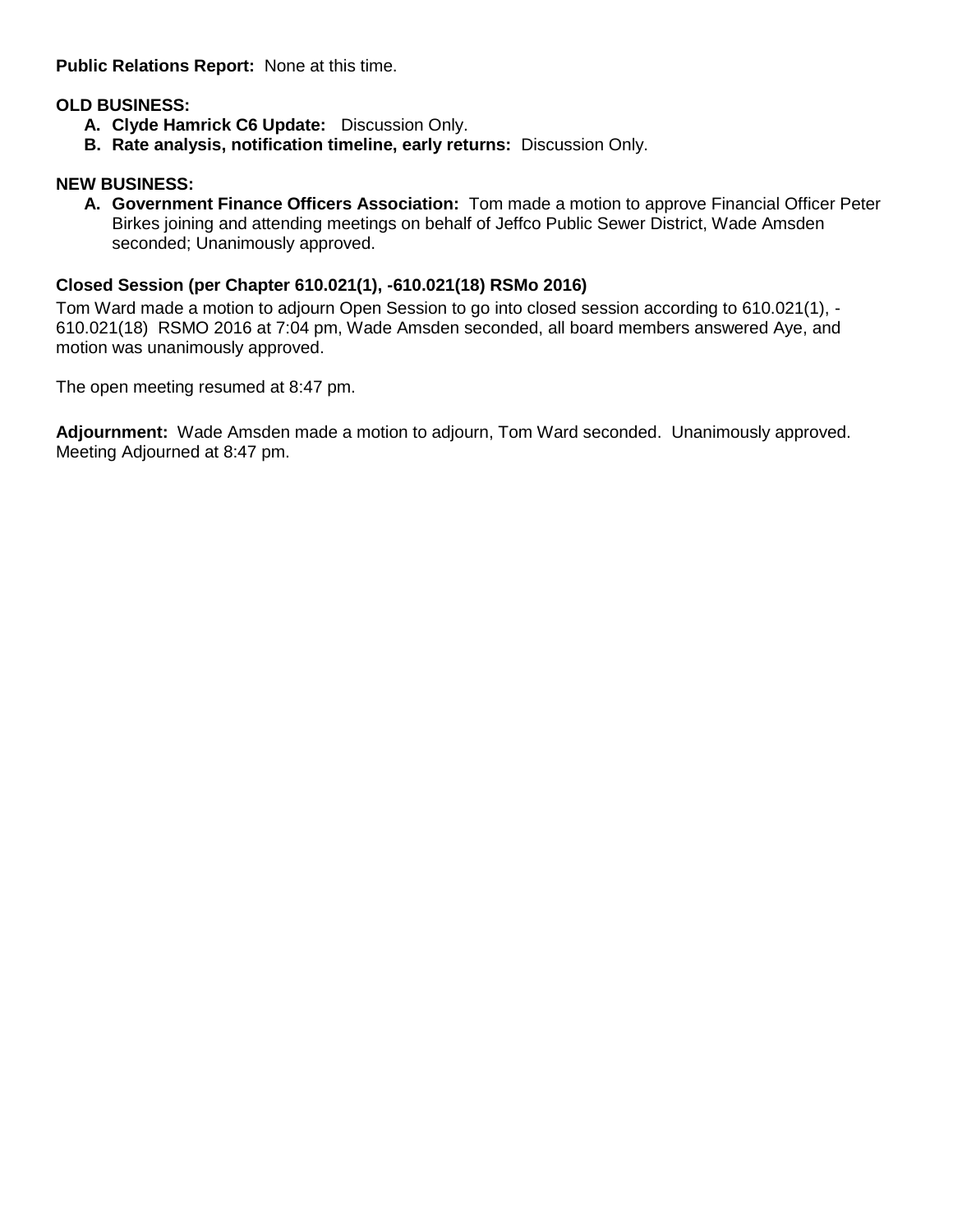**Public Relations Report:** None at this time.

**OLD BUSINESS:**

- **A. Clyde Hamrick C6 Update:** Discussion Only.
- **B. Rate analysis, notification timeline, early returns:** Discussion Only.

**NEW BUSINESS:**

- **A. Government Finance Officers Association:** Tom made a motion to approve Financial Officer Peter Birkes joining and attending meetings on behalf of Jeffco Public Sewer District, Wade Amsden seconded; Unanimously approved.

**Closed Session (per Chapter 610.021(1), -610.021(18) RSMo 2016)**

Tom Ward made a motion to adjourn Open Session to go into closed session according to 610.021(1), -610.021(18) RSMO 2016 at 7:04 pm, Wade Amsden seconded, all board members answered Aye, and motion was unanimously approved.

The open meeting resumed at 8:47 pm.

**Adjournment:** Wade Amsden made a motion to adjourn, Tom Ward seconded. Unanimously approved. Meeting Adjourned at 8:47 pm.